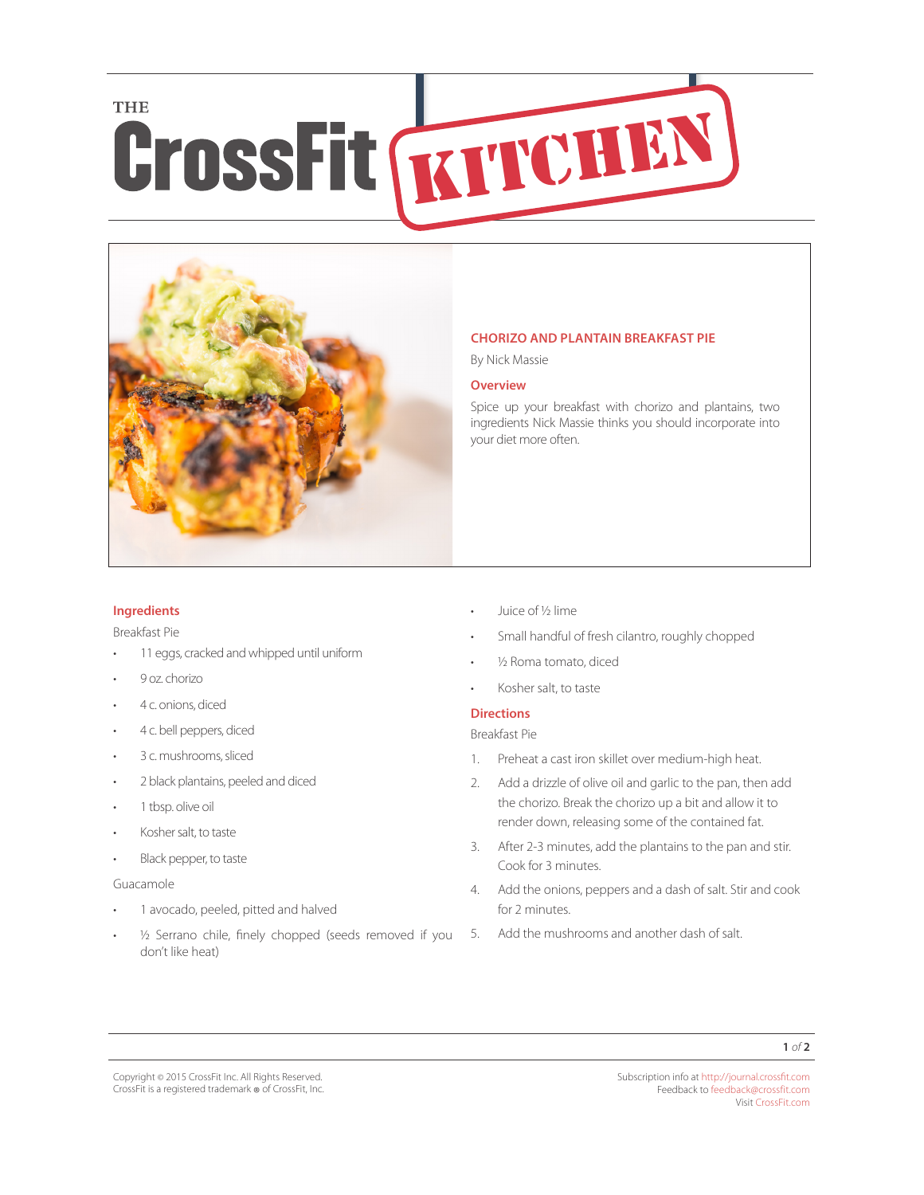# THE CrossFit KITCHEN

## CHORIZO AND PLANTAIN BREAKFAST PIE

By Nick Massie

### Overview

Spice up your breakfast with chorizo and plantains, two ingredients Nick Massie thinks you should incorporate into your diet more often.

### Ingredients

Breakfast Pie

- 11 eggs, cracked and whipped until uniform
- 9 oz. chorizo
- 4 c. onions, diced
- 4 c. bell peppers, diced
- 3 c. mushrooms, sliced
- 2 black plantains, peeled and diced
- 1 tbsp. olive oil
- Kosher salt, to taste
- Black pepper, to taste

Guacamole

- 1 avocado, peeled, pitted and halved
- ½ Serrano chile, finely chopped (seeds removed if you don't like heat)
- Juice of ½ lime
- Small handful of fresh cilantro, roughly chopped
- ½ Roma tomato, diced
- Kosher salt, to taste

### Directions

Breakfast Pie

1. Preheat a cast iron skillet over medium-high heat.
2. Add a drizzle of olive oil and garlic to the pan, then add the chorizo. Break the chorizo up a bit and allow it to render down, releasing some of the contained fat.
3. After 2-3 minutes, add the plantains to the pan and stir. Cook for 3 minutes.
4. Add the onions, peppers and a dash of salt. Stir and cook for 2 minutes.
5. Add the mushrooms and another dash of salt.

Copyright © 2015 CrossFit Inc. All Rights Reserved.
CrossFit is a registered trademark ® of CrossFit, Inc.

Subscription info at http://journal.crossfit.com
Feedback to feedback@crossfit.com
Visit CrossFit.com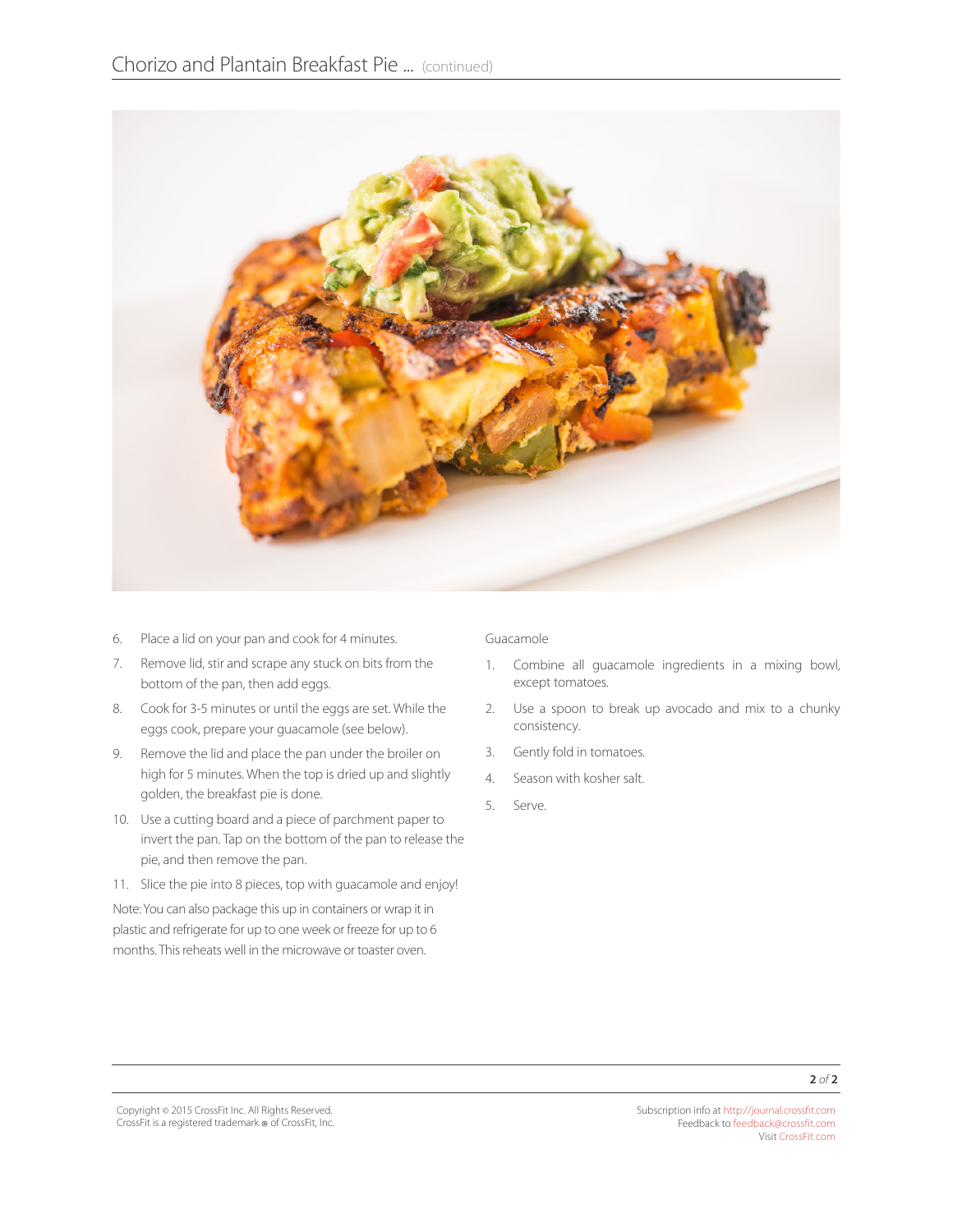6. Place a lid on your pan and cook for 4 minutes.
7. Remove lid, stir and scrape any stuck on bits from the bottom of the pan, then add eggs.
8. Cook for 3-5 minutes or until the eggs are set. While the eggs cook, prepare your guacamole (see below).
9. Remove the lid and place the pan under the broiler on high for 5 minutes. When the top is dried up and slightly golden, the breakfast pie is done.
10. Use a cutting board and a piece of parchment paper to invert the pan. Tap on the bottom of the pan to release the pie, and then remove the pan.
11. Slice the pie into 8 pieces, top with guacamole and enjoy!

Note: You can also package this up in containers or wrap it in plastic and refrigerate for up to one week or freeze for up to 6 months. This reheats well in the microwave or toaster oven.

Guacamole

1. Combine all guacamole ingredients in a mixing bowl, except tomatoes.
2. Use a spoon to break up avocado and mix to a chunky consistency.
3. Gently fold in tomatoes.
4. Season with kosher salt.
5. Serve.